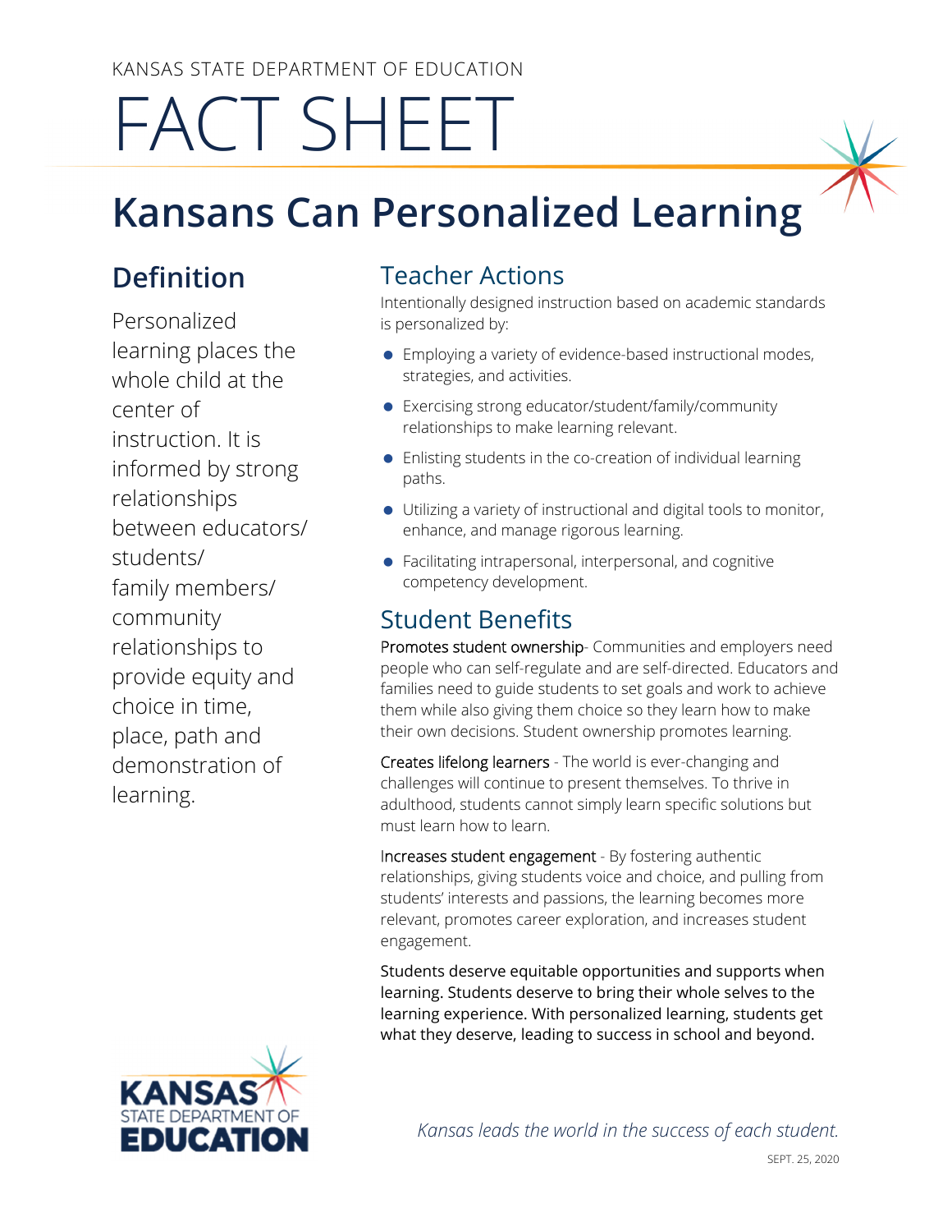KANSAS STATE DEPARTMENT OF EDUCATION

# FACT SHEET

# Kansans Can Personalized Learning

## Definition

Personalized learning places the whole child at the center of instruction. It is informed by strong relationships between educators/ students/ family members/ community relationships to provide equity and choice in time, place, path and demonstration of learning.

## Teacher Actions

Intentionally designed instruction based on academic standards is personalized by:

- Employing a variety of evidence-based instructional modes, strategies, and activities.
- Exercising strong educator/student/family/community relationships to make learning relevant.
- Enlisting students in the co-creation of individual learning paths.
- Utilizing a variety of instructional and digital tools to monitor, enhance, and manage rigorous learning.
- Facilitating intrapersonal, interpersonal, and cognitive competency development.

## Student Benefits

Promotes student ownership- Communities and employers need people who can self-regulate and are self-directed. Educators and families need to guide students to set goals and work to achieve them while also giving them choice so they learn how to make their own decisions. Student ownership promotes learning.

Creates lifelong learners - The world is ever-changing and challenges will continue to present themselves. To thrive in adulthood, students cannot simply learn specific solutions but must learn how to learn.

Increases student engagement - By fostering authentic relationships, giving students voice and choice, and pulling from students' interests and passions, the learning becomes more relevant, promotes career exploration, and increases student engagement.

Students deserve equitable opportunities and supports when learning. Students deserve to bring their whole selves to the learning experience. With personalized learning, students get what they deserve, leading to success in school and beyond.

KANSAS STATE DEPARTMENT OF EDUCATION

*Kansas leads the world in the success of each student.*

SEPT. 25, 2020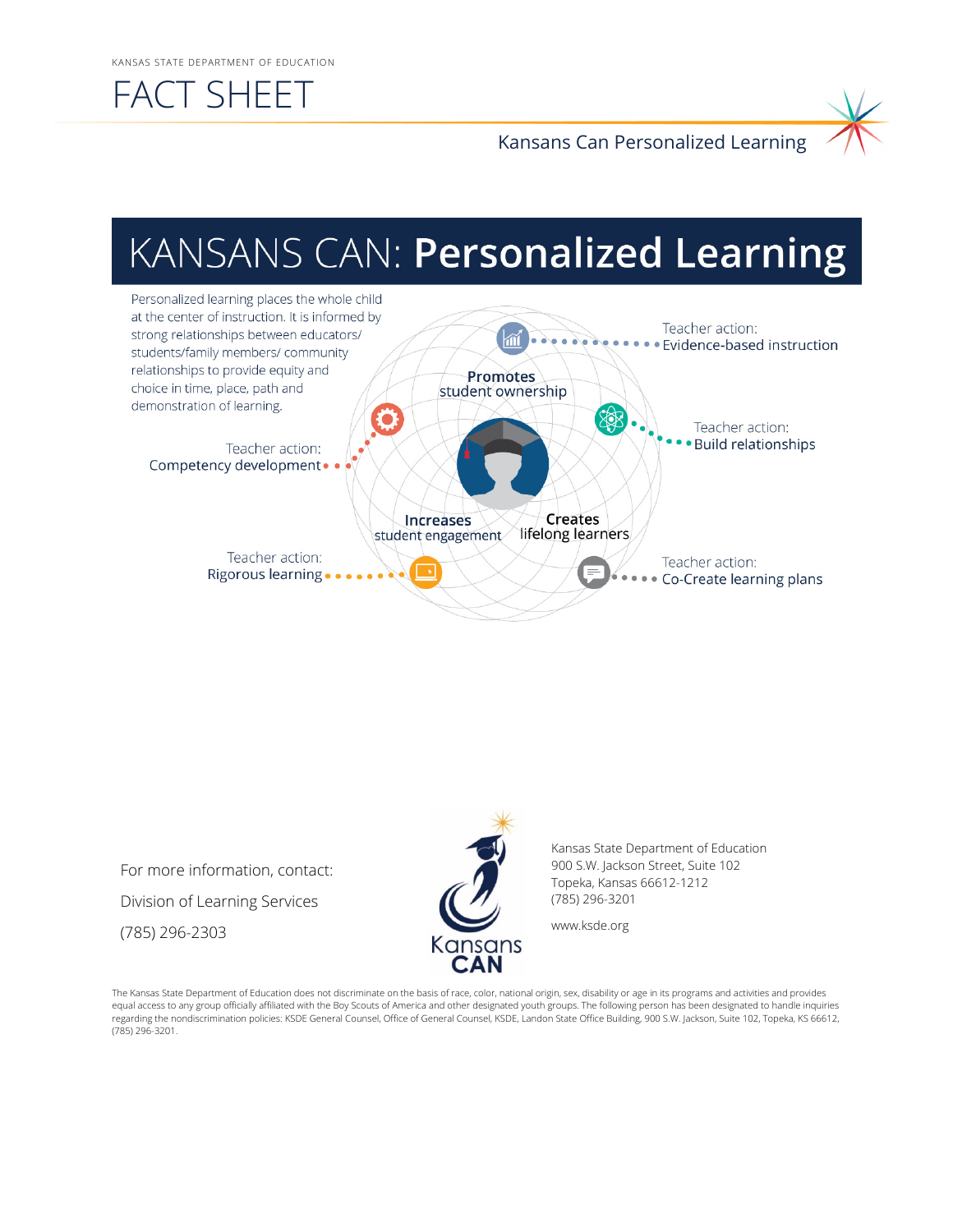KANSAS STATE DEPARTMENT OF EDUCATION

# FACT SHEET

Kansans Can Personalized Learning

## KANSANS CAN: **Personalized Learning**

Personalized learning places the whole child at the center of instruction. It is informed by strong relationships between educators/ students/family members/ community relationships to provide equity and choice in time, place, path and demonstration of learning.

**Promotes** student ownership

**Increases** student engagement

**Creates** lifelong learners

Teacher action: Evidence-based instruction

Teacher action: Build relationships

Teacher action: Competency development

Teacher action: Rigorous learning

Teacher action: Co-Create learning plans

For more information, contact:

Division of Learning Services

(785) 296-2303

Kansans CAN

Kansas State Department of Education
900 S.W. Jackson Street, Suite 102
Topeka, Kansas 66612-1212
(785) 296-3201

www.ksde.org

The Kansas State Department of Education does not discriminate on the basis of race, color, national origin, sex, disability or age in its programs and activities and provides equal access to any group officially affiliated with the Boy Scouts of America and other designated youth groups. The following person has been designated to handle inquiries regarding the nondiscrimination policies: KSDE General Counsel, Office of General Counsel, KSDE, Landon State Office Building, 900 S.W. Jackson, Suite 102, Topeka, KS 66612, (785) 296-3201.